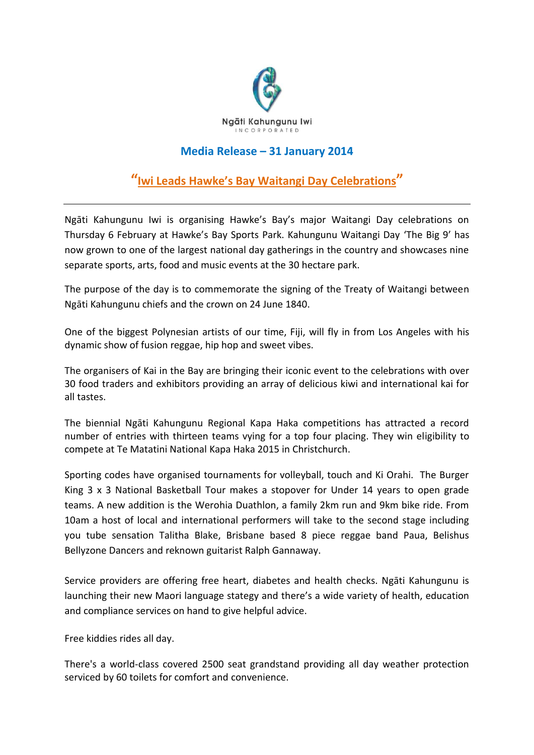Ngāti Kahungunu Iwi
INCORPORATED

## Media Release – 31 January 2014

## "Iwi Leads Hawke's Bay Waitangi Day Celebrations"

---

Ngāti Kahungunu Iwi is organising Hawke's Bay's major Waitangi Day celebrations on Thursday 6 February at Hawke's Bay Sports Park. Kahungunu Waitangi Day 'The Big 9' has now grown to one of the largest national day gatherings in the country and showcases nine separate sports, arts, food and music events at the 30 hectare park.

The purpose of the day is to commemorate the signing of the Treaty of Waitangi between Ngāti Kahungunu chiefs and the crown on 24 June 1840.

One of the biggest Polynesian artists of our time, Fiji, will fly in from Los Angeles with his dynamic show of fusion reggae, hip hop and sweet vibes.

The organisers of Kai in the Bay are bringing their iconic event to the celebrations with over 30 food traders and exhibitors providing an array of delicious kiwi and international kai for all tastes.

The biennial Ngāti Kahungunu Regional Kapa Haka competitions has attracted a record number of entries with thirteen teams vying for a top four placing. They win eligibility to compete at Te Matatini National Kapa Haka 2015 in Christchurch.

Sporting codes have organised tournaments for volleyball, touch and Ki Orahi. The Burger King 3 x 3 National Basketball Tour makes a stopover for Under 14 years to open grade teams. A new addition is the Werohia Duathlon, a family 2km run and 9km bike ride. From 10am a host of local and international performers will take to the second stage including you tube sensation Talitha Blake, Brisbane based 8 piece reggae band Paua, Belishus Bellyzone Dancers and reknown guitarist Ralph Gannaway.

Service providers are offering free heart, diabetes and health checks. Ngāti Kahungunu is launching their new Maori language stategy and there's a wide variety of health, education and compliance services on hand to give helpful advice.

Free kiddies rides all day.

There's a world-class covered 2500 seat grandstand providing all day weather protection serviced by 60 toilets for comfort and convenience.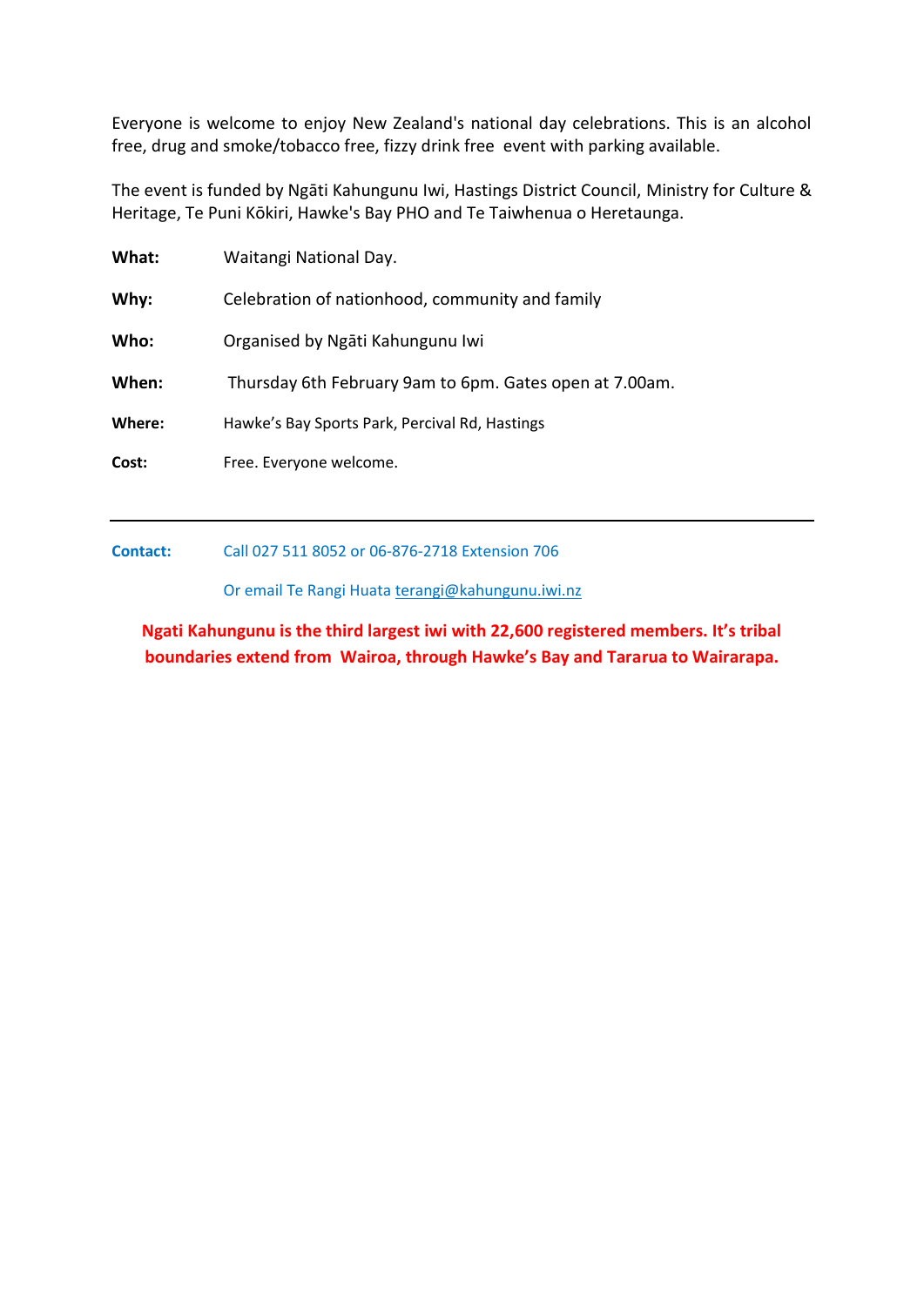Everyone is welcome to enjoy New Zealand's national day celebrations. This is an alcohol free, drug and smoke/tobacco free, fizzy drink free  event with parking available.

The event is funded by Ngāti Kahungunu Iwi, Hastings District Council, Ministry for Culture & Heritage, Te Puni Kōkiri, Hawke's Bay PHO and Te Taiwhenua o Heretaunga.

| | |
|---|---|
| **What:** | Waitangi National Day. |
| **Why:** | Celebration of nationhood, community and family |
| **Who:** | Organised by Ngāti Kahungunu Iwi |
| **When:** | Thursday 6th February 9am to 6pm. Gates open at 7.00am. |
| **Where:** | Hawke's Bay Sports Park, Percival Rd, Hastings |
| **Cost:** | Free. Everyone welcome. |

---

**Contact:** Call 027 511 8052 or 06-876-2718 Extension 706

Or email Te Rangi Huata terangi@kahungunu.iwi.nz

**Ngati Kahungunu is the third largest iwi with 22,600 registered members. It's tribal boundaries extend from  Wairoa, through Hawke's Bay and Tararua to Wairarapa.**